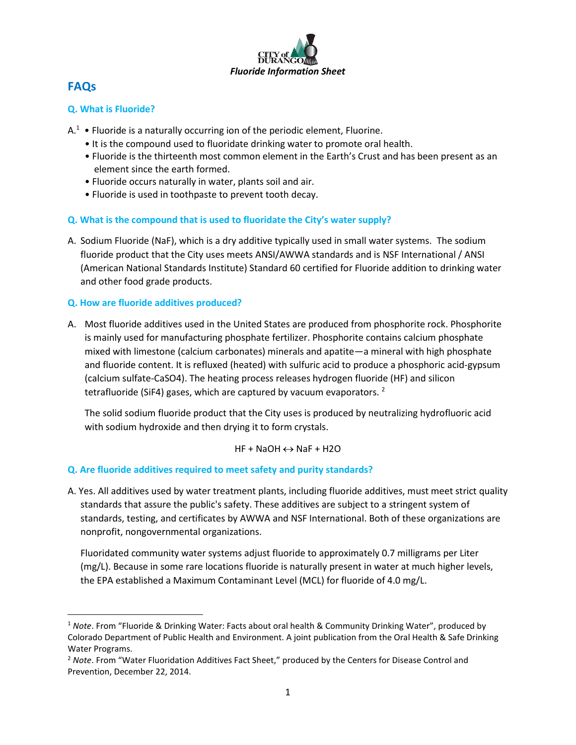CITY of DURANGO

*Fluoride Information Sheet*

## FAQs

### Q. What is Fluoride?

A.[1]
- Fluoride is a naturally occurring ion of the periodic element, Fluorine.
- It is the compound used to fluoridate drinking water to promote oral health.
- Fluoride is the thirteenth most common element in the Earth's Crust and has been present as an element since the earth formed.
- Fluoride occurs naturally in water, plants soil and air.
- Fluoride is used in toothpaste to prevent tooth decay.

### Q. What is the compound that is used to fluoridate the City's water supply?

A. Sodium Fluoride (NaF), which is a dry additive typically used in small water systems. The sodium fluoride product that the City uses meets ANSI/AWWA standards and is NSF International / ANSI (American National Standards Institute) Standard 60 certified for Fluoride addition to drinking water and other food grade products.

### Q. How are fluoride additives produced?

A. Most fluoride additives used in the United States are produced from phosphorite rock. Phosphorite is mainly used for manufacturing phosphate fertilizer. Phosphorite contains calcium phosphate mixed with limestone (calcium carbonates) minerals and apatite—a mineral with high phosphate and fluoride content. It is refluxed (heated) with sulfuric acid to produce a phosphoric acid-gypsum (calcium sulfate-$CaSO_4$). The heating process releases hydrogen fluoride (HF) and silicon tetrafluoride ($SiF_4$) gases, which are captured by vacuum evaporators. [2]

The solid sodium fluoride product that the City uses is produced by neutralizing hydrofluoric acid with sodium hydroxide and then drying it to form crystals.

$$HF + NaOH \leftrightarrow NaF + H_2O$$

### Q. Are fluoride additives required to meet safety and purity standards?

A. Yes. All additives used by water treatment plants, including fluoride additives, must meet strict quality standards that assure the public's safety. These additives are subject to a stringent system of standards, testing, and certificates by AWWA and NSF International. Both of these organizations are nonprofit, nongovernmental organizations.

Fluoridated community water systems adjust fluoride to approximately 0.7 milligrams per Liter (mg/L). Because in some rare locations fluoride is naturally present in water at much higher levels, the EPA established a Maximum Contaminant Level (MCL) for fluoride of 4.0 mg/L.

---

[1] *Note*. From "Fluoride & Drinking Water: Facts about oral health & Community Drinking Water", produced by Colorado Department of Public Health and Environment. A joint publication from the Oral Health & Safe Drinking Water Programs.

[2] *Note*. From "Water Fluoridation Additives Fact Sheet," produced by the Centers for Disease Control and Prevention, December 22, 2014.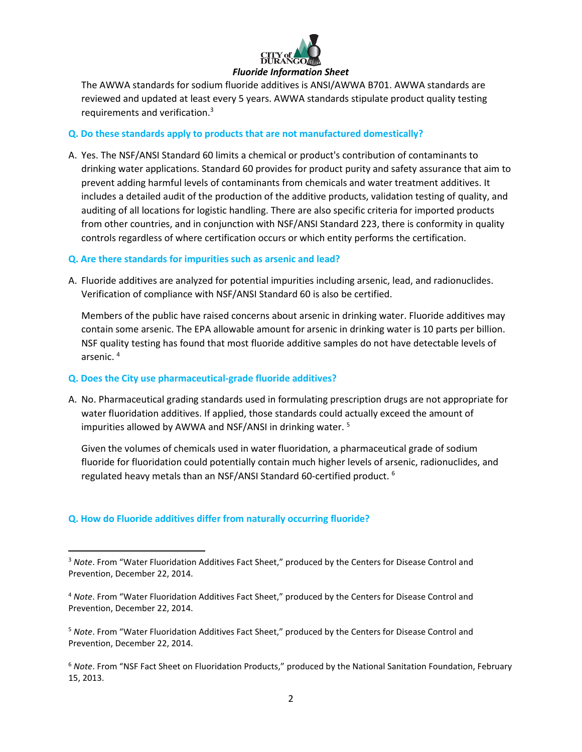The AWWA standards for sodium fluoride additives is ANSI/AWWA B701. AWWA standards are reviewed and updated at least every 5 years. AWWA standards stipulate product quality testing requirements and verification.[3]

### Q. Do these standards apply to products that are not manufactured domestically?

A. Yes. The NSF/ANSI Standard 60 limits a chemical or product's contribution of contaminants to drinking water applications. Standard 60 provides for product purity and safety assurance that aim to prevent adding harmful levels of contaminants from chemicals and water treatment additives. It includes a detailed audit of the production of the additive products, validation testing of quality, and auditing of all locations for logistic handling. There are also specific criteria for imported products from other countries, and in conjunction with NSF/ANSI Standard 223, there is conformity in quality controls regardless of where certification occurs or which entity performs the certification.

### Q. Are there standards for impurities such as arsenic and lead?

A. Fluoride additives are analyzed for potential impurities including arsenic, lead, and radionuclides. Verification of compliance with NSF/ANSI Standard 60 is also be certified.

Members of the public have raised concerns about arsenic in drinking water. Fluoride additives may contain some arsenic. The EPA allowable amount for arsenic in drinking water is 10 parts per billion. NSF quality testing has found that most fluoride additive samples do not have detectable levels of arsenic. [4]

### Q. Does the City use pharmaceutical-grade fluoride additives?

A. No. Pharmaceutical grading standards used in formulating prescription drugs are not appropriate for water fluoridation additives. If applied, those standards could actually exceed the amount of impurities allowed by AWWA and NSF/ANSI in drinking water. [5]

Given the volumes of chemicals used in water fluoridation, a pharmaceutical grade of sodium fluoride for fluoridation could potentially contain much higher levels of arsenic, radionuclides, and regulated heavy metals than an NSF/ANSI Standard 60-certified product. [6]

### Q. How do Fluoride additives differ from naturally occurring fluoride?

---

[3] *Note*. From "Water Fluoridation Additives Fact Sheet," produced by the Centers for Disease Control and Prevention, December 22, 2014.

[4] *Note*. From "Water Fluoridation Additives Fact Sheet," produced by the Centers for Disease Control and Prevention, December 22, 2014.

[5] *Note*. From "Water Fluoridation Additives Fact Sheet," produced by the Centers for Disease Control and Prevention, December 22, 2014.

[6] *Note*. From "NSF Fact Sheet on Fluoridation Products," produced by the National Sanitation Foundation, February 15, 2013.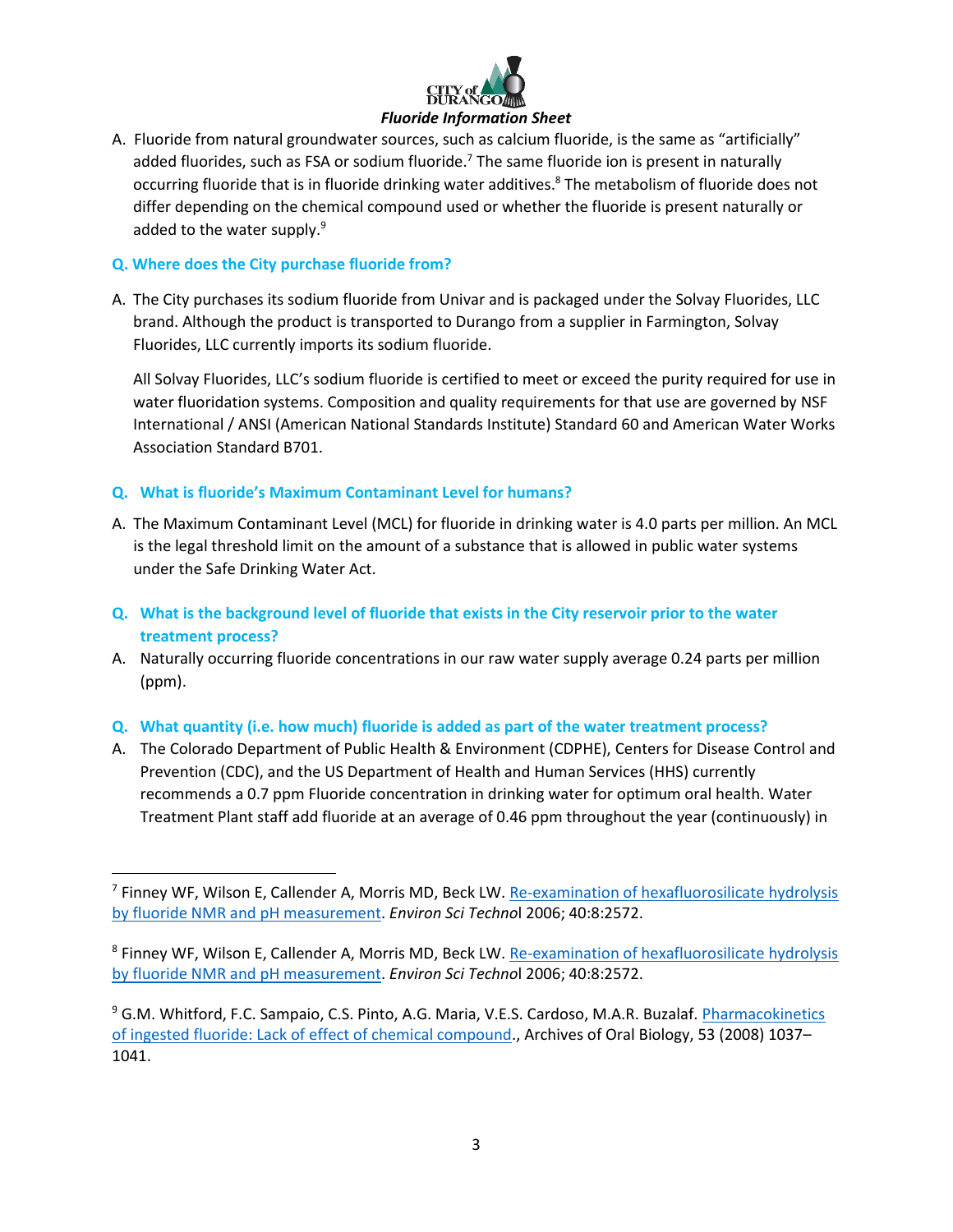A. Fluoride from natural groundwater sources, such as calcium fluoride, is the same as "artificially" added fluorides, such as FSA or sodium fluoride.[7] The same fluoride ion is present in naturally occurring fluoride that is in fluoride drinking water additives.[8] The metabolism of fluoride does not differ depending on the chemical compound used or whether the fluoride is present naturally or added to the water supply.[9]

**Q. Where does the City purchase fluoride from?**

A. The City purchases its sodium fluoride from Univar and is packaged under the Solvay Fluorides, LLC brand. Although the product is transported to Durango from a supplier in Farmington, Solvay Fluorides, LLC currently imports its sodium fluoride.

All Solvay Fluorides, LLC's sodium fluoride is certified to meet or exceed the purity required for use in water fluoridation systems. Composition and quality requirements for that use are governed by NSF International / ANSI (American National Standards Institute) Standard 60 and American Water Works Association Standard B701.

**Q. What is fluoride's Maximum Contaminant Level for humans?**

A. The Maximum Contaminant Level (MCL) for fluoride in drinking water is 4.0 parts per million. An MCL is the legal threshold limit on the amount of a substance that is allowed in public water systems under the Safe Drinking Water Act.

**Q. What is the background level of fluoride that exists in the City reservoir prior to the water treatment process?**

A. Naturally occurring fluoride concentrations in our raw water supply average 0.24 parts per million (ppm).

**Q. What quantity (i.e. how much) fluoride is added as part of the water treatment process?**

A. The Colorado Department of Public Health & Environment (CDPHE), Centers for Disease Control and Prevention (CDC), and the US Department of Health and Human Services (HHS) currently recommends a 0.7 ppm Fluoride concentration in drinking water for optimum oral health. Water Treatment Plant staff add fluoride at an average of 0.46 ppm throughout the year (continuously) in

---

[7] Finney WF, Wilson E, Callender A, Morris MD, Beck LW. Re-examination of hexafluorosilicate hydrolysis by fluoride NMR and pH measurement. *Environ Sci Technol* 2006; 40:8:2572.

[8] Finney WF, Wilson E, Callender A, Morris MD, Beck LW. Re-examination of hexafluorosilicate hydrolysis by fluoride NMR and pH measurement. *Environ Sci Technol* 2006; 40:8:2572.

[9] G.M. Whitford, F.C. Sampaio, C.S. Pinto, A.G. Maria, V.E.S. Cardoso, M.A.R. Buzalaf. Pharmacokinetics of ingested fluoride: Lack of effect of chemical compound., Archives of Oral Biology, 53 (2008) 1037–1041.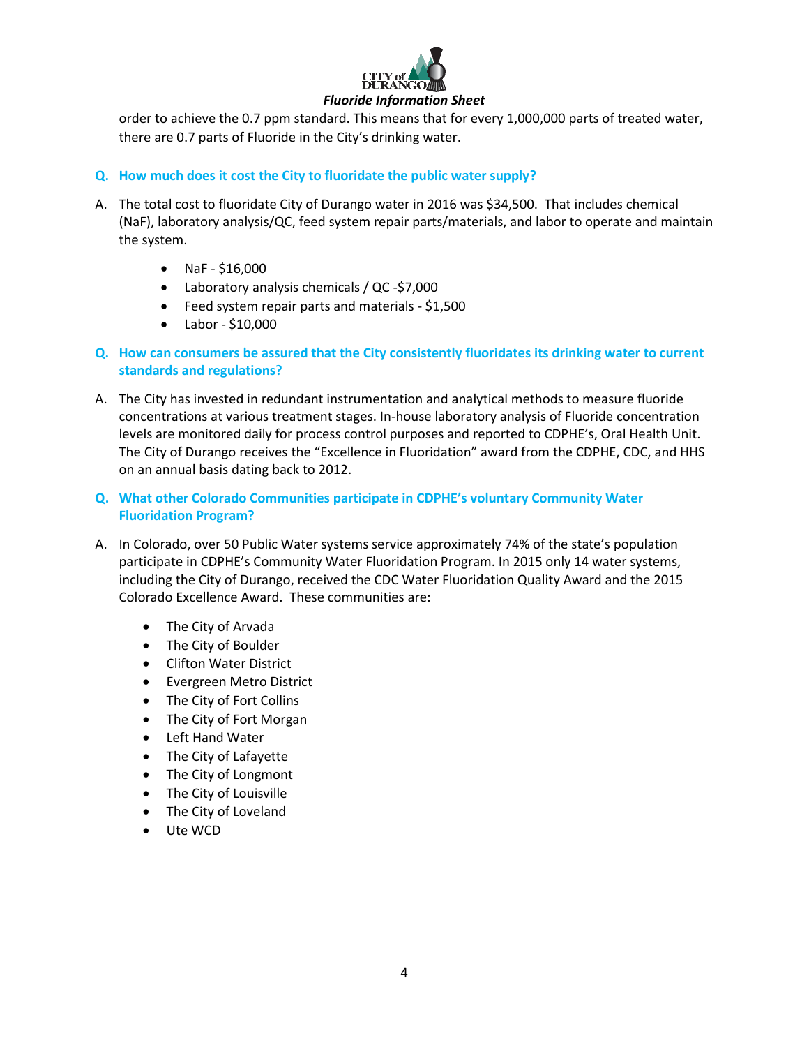order to achieve the 0.7 ppm standard. This means that for every 1,000,000 parts of treated water, there are 0.7 parts of Fluoride in the City's drinking water.

**Q. How much does it cost the City to fluoridate the public water supply?**

A. The total cost to fluoridate City of Durango water in 2016 was $34,500. That includes chemical (NaF), laboratory analysis/QC, feed system repair parts/materials, and labor to operate and maintain the system.

- NaF - $16,000
- Laboratory analysis chemicals / QC -$7,000
- Feed system repair parts and materials - $1,500
- Labor - $10,000

**Q. How can consumers be assured that the City consistently fluoridates its drinking water to current standards and regulations?**

A. The City has invested in redundant instrumentation and analytical methods to measure fluoride concentrations at various treatment stages. In-house laboratory analysis of Fluoride concentration levels are monitored daily for process control purposes and reported to CDPHE's, Oral Health Unit. The City of Durango receives the "Excellence in Fluoridation" award from the CDPHE, CDC, and HHS on an annual basis dating back to 2012.

**Q. What other Colorado Communities participate in CDPHE's voluntary Community Water Fluoridation Program?**

A. In Colorado, over 50 Public Water systems service approximately 74% of the state's population participate in CDPHE's Community Water Fluoridation Program. In 2015 only 14 water systems, including the City of Durango, received the CDC Water Fluoridation Quality Award and the 2015 Colorado Excellence Award. These communities are:

- The City of Arvada
- The City of Boulder
- Clifton Water District
- Evergreen Metro District
- The City of Fort Collins
- The City of Fort Morgan
- Left Hand Water
- The City of Lafayette
- The City of Longmont
- The City of Louisville
- The City of Loveland
- Ute WCD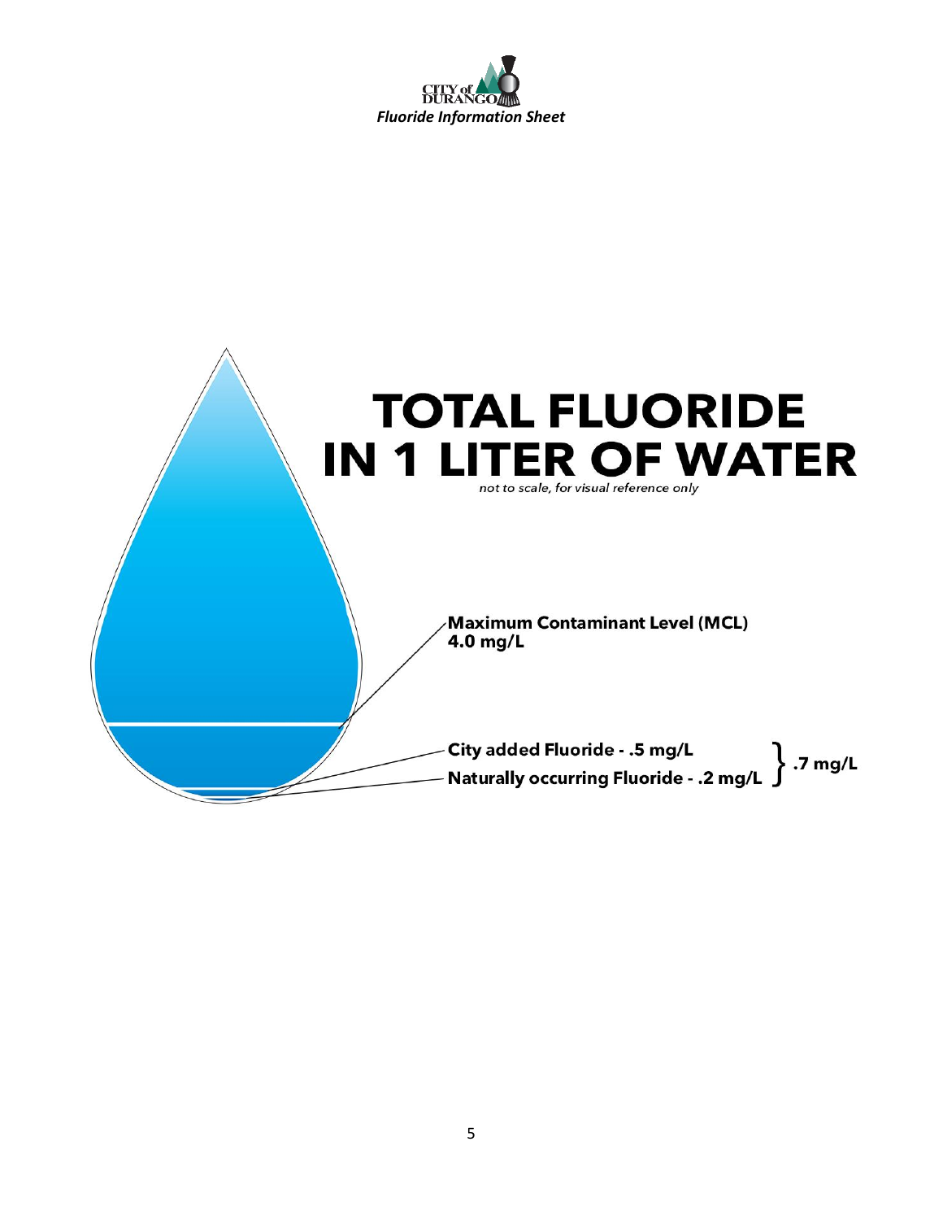*Fluoride Information Sheet*

# TOTAL FLUORIDE IN 1 LITER OF WATER

*not to scale, for visual reference only*

**Maximum Contaminant Level (MCL)**
**4.0 mg/L**

**City added Fluoride - .5 mg/L**
**Naturally occurring Fluoride - .2 mg/L**
**.7 mg/L**